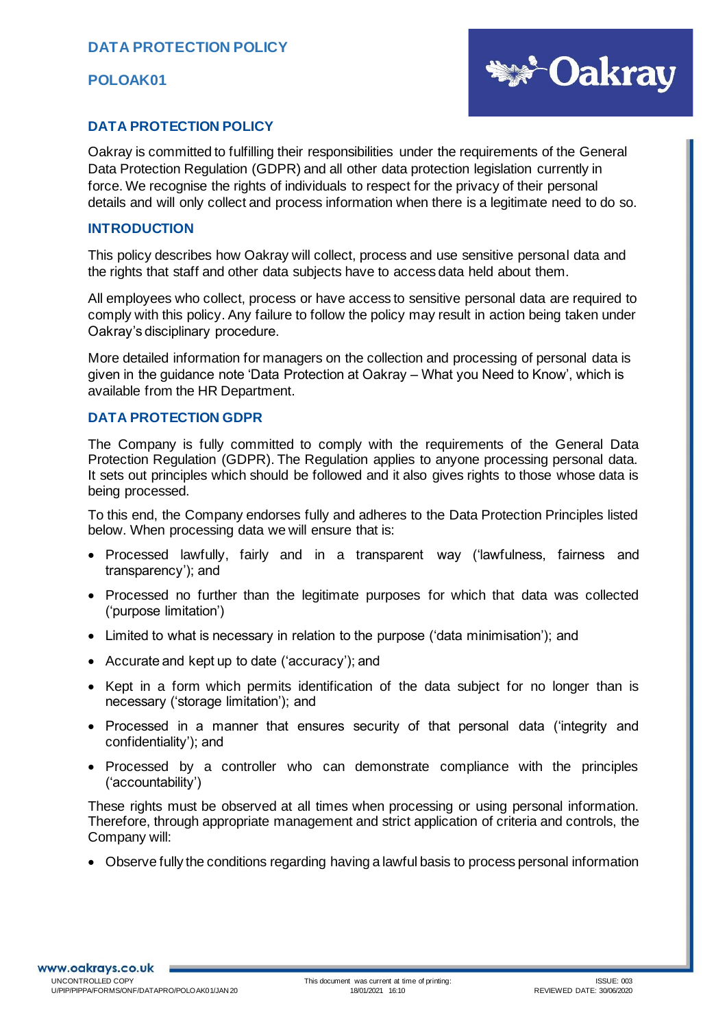# DATA PROTECTION POLICY

**POLOAK01**

## DATA PROTECTION POLICY

Oakray is committed to fulfilling their responsibilities under the requirements of the General Data Protection Regulation (GDPR) and all other data protection legislation currently in force. We recognise the rights of individuals to respect for the privacy of their personal details and will only collect and process information when there is a legitimate need to do so.

## INTRODUCTION

This policy describes how Oakray will collect, process and use sensitive personal data and the rights that staff and other data subjects have to access data held about them.

All employees who collect, process or have access to sensitive personal data are required to comply with this policy. Any failure to follow the policy may result in action being taken under Oakray's disciplinary procedure.

More detailed information for managers on the collection and processing of personal data is given in the guidance note 'Data Protection at Oakray – What you Need to Know', which is available from the HR Department.

## DATA PROTECTION GDPR

The Company is fully committed to comply with the requirements of the General Data Protection Regulation (GDPR). The Regulation applies to anyone processing personal data. It sets out principles which should be followed and it also gives rights to those whose data is being processed.

To this end, the Company endorses fully and adheres to the Data Protection Principles listed below. When processing data we will ensure that is:

- Processed lawfully, fairly and in a transparent way ('lawfulness, fairness and transparency'); and
- Processed no further than the legitimate purposes for which that data was collected ('purpose limitation')
- Limited to what is necessary in relation to the purpose ('data minimisation'); and
- Accurate and kept up to date ('accuracy'); and
- Kept in a form which permits identification of the data subject for no longer than is necessary ('storage limitation'); and
- Processed in a manner that ensures security of that personal data ('integrity and confidentiality'); and
- Processed by a controller who can demonstrate compliance with the principles ('accountability')

These rights must be observed at all times when processing or using personal information. Therefore, through appropriate management and strict application of criteria and controls, the Company will:

- Observe fully the conditions regarding having a lawful basis to process personal information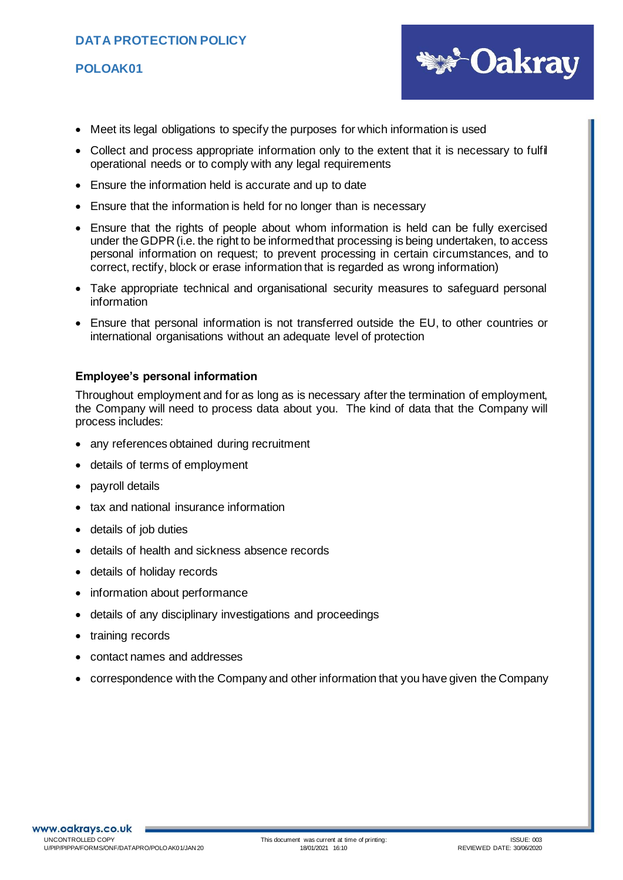- Meet its legal obligations to specify the purposes for which information is used
- Collect and process appropriate information only to the extent that it is necessary to fulfil operational needs or to comply with any legal requirements
- Ensure the information held is accurate and up to date
- Ensure that the information is held for no longer than is necessary
- Ensure that the rights of people about whom information is held can be fully exercised under the GDPR (i.e. the right to be informed that processing is being undertaken, to access personal information on request; to prevent processing in certain circumstances, and to correct, rectify, block or erase information that is regarded as wrong information)
- Take appropriate technical and organisational security measures to safeguard personal information
- Ensure that personal information is not transferred outside the EU, to other countries or international organisations without an adequate level of protection

**Employee's personal information**

Throughout employment and for as long as is necessary after the termination of employment, the Company will need to process data about you. The kind of data that the Company will process includes:

- any references obtained during recruitment
- details of terms of employment
- payroll details
- tax and national insurance information
- details of job duties
- details of health and sickness absence records
- details of holiday records
- information about performance
- details of any disciplinary investigations and proceedings
- training records
- contact names and addresses
- correspondence with the Company and other information that you have given the Company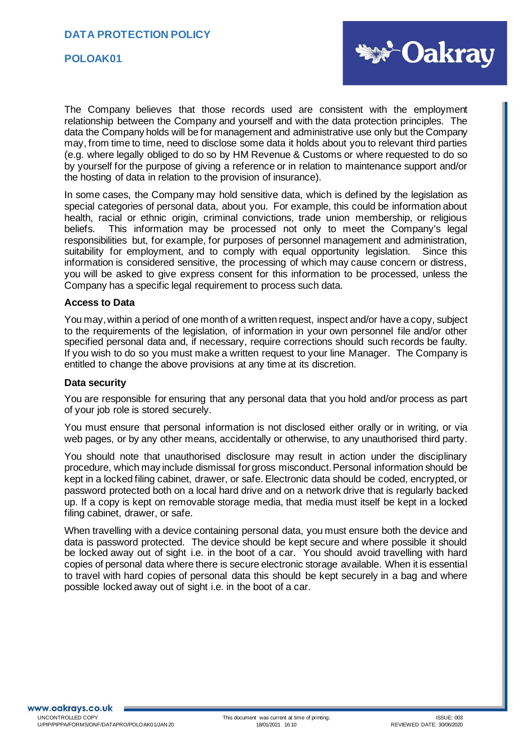The Company believes that those records used are consistent with the employment relationship between the Company and yourself and with the data protection principles. The data the Company holds will be for management and administrative use only but the Company may, from time to time, need to disclose some data it holds about you to relevant third parties (e.g. where legally obliged to do so by HM Revenue & Customs or where requested to do so by yourself for the purpose of giving a reference or in relation to maintenance support and/or the hosting of data in relation to the provision of insurance).

In some cases, the Company may hold sensitive data, which is defined by the legislation as special categories of personal data, about you. For example, this could be information about health, racial or ethnic origin, criminal convictions, trade union membership, or religious beliefs. This information may be processed not only to meet the Company's legal responsibilities but, for example, for purposes of personnel management and administration, suitability for employment, and to comply with equal opportunity legislation. Since this information is considered sensitive, the processing of which may cause concern or distress, you will be asked to give express consent for this information to be processed, unless the Company has a specific legal requirement to process such data.

### Access to Data

You may, within a period of one month of a written request, inspect and/or have a copy, subject to the requirements of the legislation, of information in your own personnel file and/or other specified personal data and, if necessary, require corrections should such records be faulty. If you wish to do so you must make a written request to your line Manager. The Company is entitled to change the above provisions at any time at its discretion.

### Data security

You are responsible for ensuring that any personal data that you hold and/or process as part of your job role is stored securely.

You must ensure that personal information is not disclosed either orally or in writing, or via web pages, or by any other means, accidentally or otherwise, to any unauthorised third party.

You should note that unauthorised disclosure may result in action under the disciplinary procedure, which may include dismissal for gross misconduct. Personal information should be kept in a locked filing cabinet, drawer, or safe. Electronic data should be coded, encrypted, or password protected both on a local hard drive and on a network drive that is regularly backed up. If a copy is kept on removable storage media, that media must itself be kept in a locked filing cabinet, drawer, or safe.

When travelling with a device containing personal data, you must ensure both the device and data is password protected. The device should be kept secure and where possible it should be locked away out of sight i.e. in the boot of a car. You should avoid travelling with hard copies of personal data where there is secure electronic storage available. When it is essential to travel with hard copies of personal data this should be kept securely in a bag and where possible locked away out of sight i.e. in the boot of a car.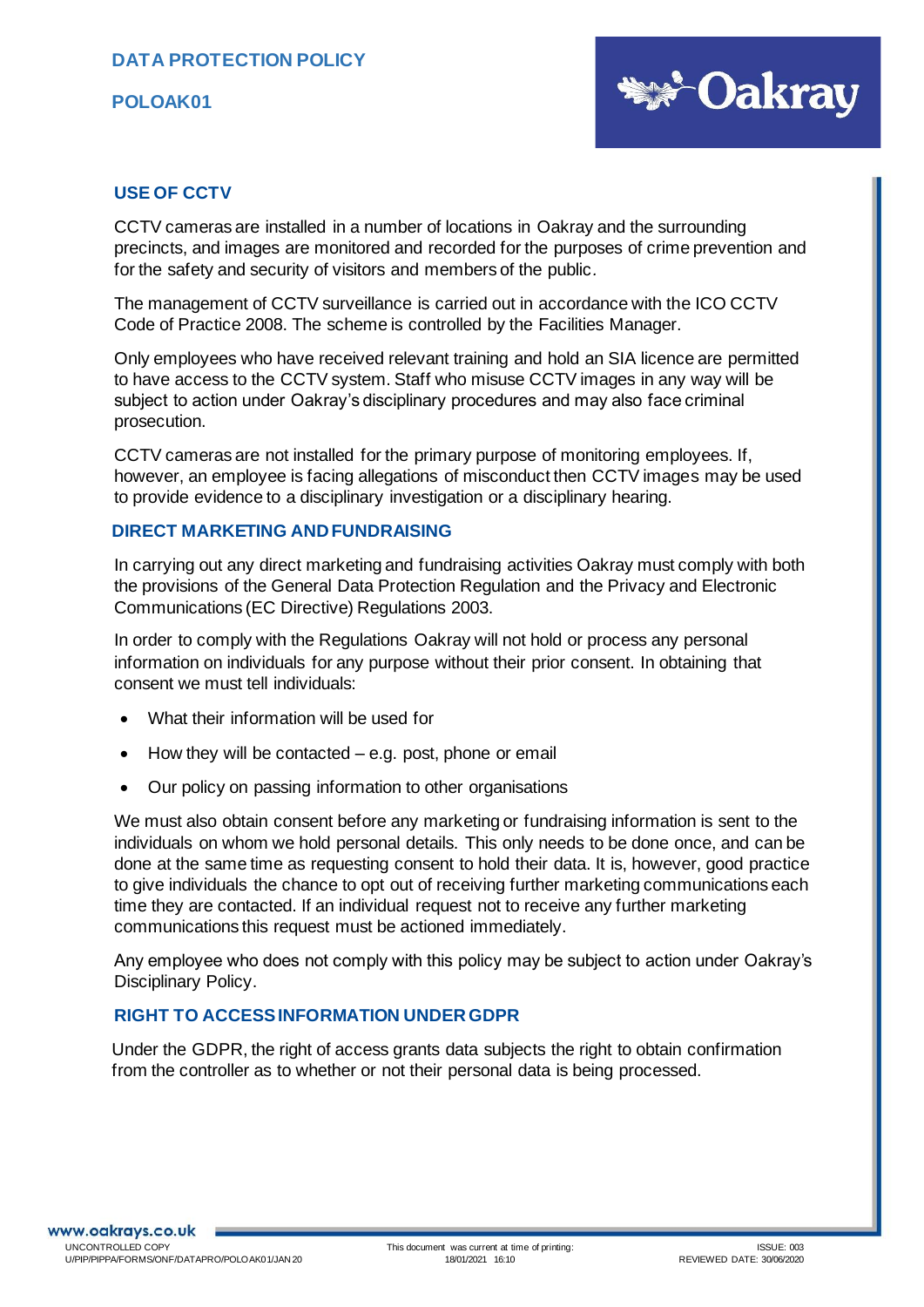## USE OF CCTV

CCTV cameras are installed in a number of locations in Oakray and the surrounding precincts, and images are monitored and recorded for the purposes of crime prevention and for the safety and security of visitors and members of the public.

The management of CCTV surveillance is carried out in accordance with the ICO CCTV Code of Practice 2008. The scheme is controlled by the Facilities Manager.

Only employees who have received relevant training and hold an SIA licence are permitted to have access to the CCTV system. Staff who misuse CCTV images in any way will be subject to action under Oakray's disciplinary procedures and may also face criminal prosecution.

CCTV cameras are not installed for the primary purpose of monitoring employees. If, however, an employee is facing allegations of misconduct then CCTV images may be used to provide evidence to a disciplinary investigation or a disciplinary hearing.

## DIRECT MARKETING AND FUNDRAISING

In carrying out any direct marketing and fundraising activities Oakray must comply with both the provisions of the General Data Protection Regulation and the Privacy and Electronic Communications (EC Directive) Regulations 2003.

In order to comply with the Regulations Oakray will not hold or process any personal information on individuals for any purpose without their prior consent. In obtaining that consent we must tell individuals:

- What their information will be used for
- How they will be contacted – e.g. post, phone or email
- Our policy on passing information to other organisations

We must also obtain consent before any marketing or fundraising information is sent to the individuals on whom we hold personal details. This only needs to be done once, and can be done at the same time as requesting consent to hold their data. It is, however, good practice to give individuals the chance to opt out of receiving further marketing communications each time they are contacted. If an individual request not to receive any further marketing communications this request must be actioned immediately.

Any employee who does not comply with this policy may be subject to action under Oakray's Disciplinary Policy.

## RIGHT TO ACCESS INFORMATION UNDER GDPR

Under the GDPR, the right of access grants data subjects the right to obtain confirmation from the controller as to whether or not their personal data is being processed.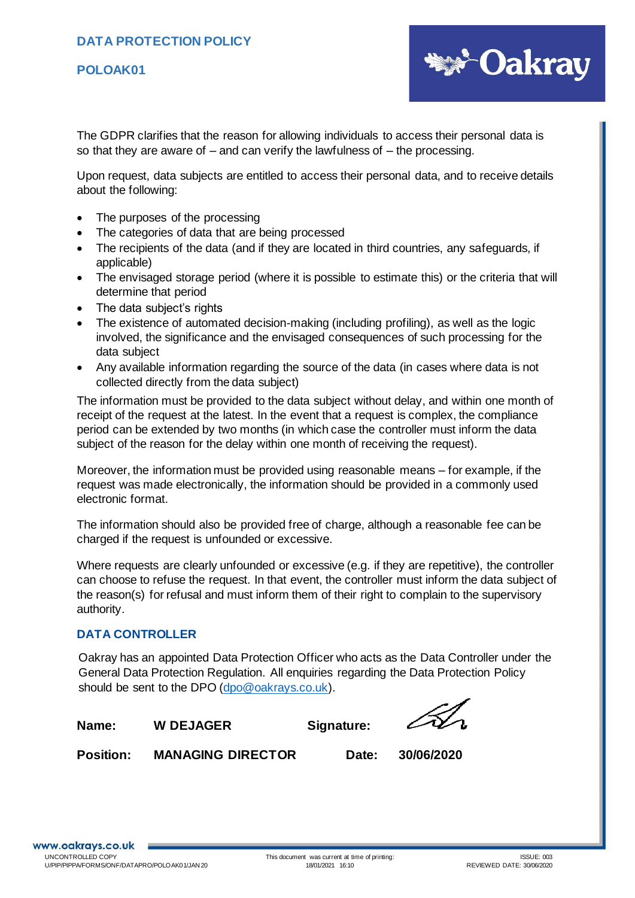The GDPR clarifies that the reason for allowing individuals to access their personal data is so that they are aware of – and can verify the lawfulness of – the processing.

Upon request, data subjects are entitled to access their personal data, and to receive details about the following:

- The purposes of the processing
- The categories of data that are being processed
- The recipients of the data (and if they are located in third countries, any safeguards, if applicable)
- The envisaged storage period (where it is possible to estimate this) or the criteria that will determine that period
- The data subject's rights
- The existence of automated decision-making (including profiling), as well as the logic involved, the significance and the envisaged consequences of such processing for the data subject
- Any available information regarding the source of the data (in cases where data is not collected directly from the data subject)

The information must be provided to the data subject without delay, and within one month of receipt of the request at the latest. In the event that a request is complex, the compliance period can be extended by two months (in which case the controller must inform the data subject of the reason for the delay within one month of receiving the request).

Moreover, the information must be provided using reasonable means – for example, if the request was made electronically, the information should be provided in a commonly used electronic format.

The information should also be provided free of charge, although a reasonable fee can be charged if the request is unfounded or excessive.

Where requests are clearly unfounded or excessive (e.g. if they are repetitive), the controller can choose to refuse the request. In that event, the controller must inform the data subject of the reason(s) for refusal and must inform them of their right to complain to the supervisory authority.

## DATA CONTROLLER

Oakray has an appointed Data Protection Officer who acts as the Data Controller under the General Data Protection Regulation. All enquiries regarding the Data Protection Policy should be sent to the DPO (dpo@oakrays.co.uk).

**Name:** **W DEJAGER** **Signature:**

**Position:** **MANAGING DIRECTOR** **Date:** **30/06/2020**